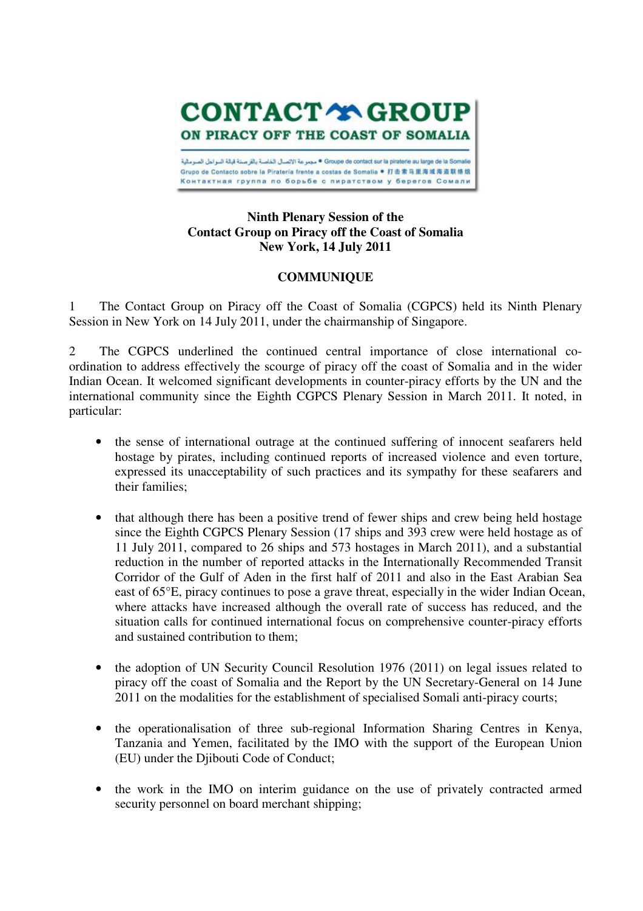# CONTACT GROUP

## ON PIRACY OFF THE COAST OF SOMALIA

مجموعة الاتصال الخاصة بالقرصنة قبالة السواحل الصومالية • Groupe de contact sur la piraterie au large de la Somalie
Grupo de Contacto sobre la Piratería frente a costas de Somalia • 打击索马里海域海盗联络组
Контактная группа по борьбе с пиратством у берегов Сомали

**Ninth Plenary Session of the**
**Contact Group on Piracy off the Coast of Somalia**
**New York, 14 July 2011**

**COMMUNIQUE**

1 The Contact Group on Piracy off the Coast of Somalia (CGPCS) held its Ninth Plenary Session in New York on 14 July 2011, under the chairmanship of Singapore.

2 The CGPCS underlined the continued central importance of close international co-ordination to address effectively the scourge of piracy off the coast of Somalia and in the wider Indian Ocean. It welcomed significant developments in counter-piracy efforts by the UN and the international community since the Eighth CGPCS Plenary Session in March 2011. It noted, in particular:

- the sense of international outrage at the continued suffering of innocent seafarers held hostage by pirates, including continued reports of increased violence and even torture, expressed its unacceptability of such practices and its sympathy for these seafarers and their families;

- that although there has been a positive trend of fewer ships and crew being held hostage since the Eighth CGPCS Plenary Session (17 ships and 393 crew were held hostage as of 11 July 2011, compared to 26 ships and 573 hostages in March 2011), and a substantial reduction in the number of reported attacks in the Internationally Recommended Transit Corridor of the Gulf of Aden in the first half of 2011 and also in the East Arabian Sea east of 65°E, piracy continues to pose a grave threat, especially in the wider Indian Ocean, where attacks have increased although the overall rate of success has reduced, and the situation calls for continued international focus on comprehensive counter-piracy efforts and sustained contribution to them;

- the adoption of UN Security Council Resolution 1976 (2011) on legal issues related to piracy off the coast of Somalia and the Report by the UN Secretary-General on 14 June 2011 on the modalities for the establishment of specialised Somali anti-piracy courts;

- the operationalisation of three sub-regional Information Sharing Centres in Kenya, Tanzania and Yemen, facilitated by the IMO with the support of the European Union (EU) under the Djibouti Code of Conduct;

- the work in the IMO on interim guidance on the use of privately contracted armed security personnel on board merchant shipping;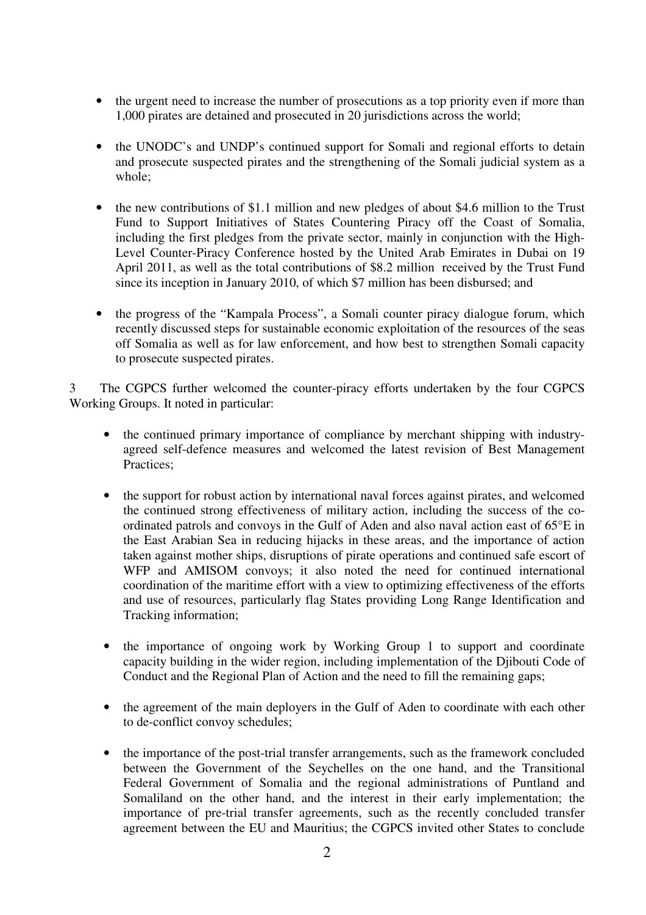- the urgent need to increase the number of prosecutions as a top priority even if more than 1,000 pirates are detained and prosecuted in 20 jurisdictions across the world;

- the UNODC's and UNDP's continued support for Somali and regional efforts to detain and prosecute suspected pirates and the strengthening of the Somali judicial system as a whole;

- the new contributions of $1.1 million and new pledges of about $4.6 million to the Trust Fund to Support Initiatives of States Countering Piracy off the Coast of Somalia, including the first pledges from the private sector, mainly in conjunction with the High-Level Counter-Piracy Conference hosted by the United Arab Emirates in Dubai on 19 April 2011, as well as the total contributions of $8.2 million received by the Trust Fund since its inception in January 2010, of which $7 million has been disbursed; and

- the progress of the "Kampala Process", a Somali counter piracy dialogue forum, which recently discussed steps for sustainable economic exploitation of the resources of the seas off Somalia as well as for law enforcement, and how best to strengthen Somali capacity to prosecute suspected pirates.

3 The CGPCS further welcomed the counter-piracy efforts undertaken by the four CGPCS Working Groups. It noted in particular:

- the continued primary importance of compliance by merchant shipping with industry-agreed self-defence measures and welcomed the latest revision of Best Management Practices;

- the support for robust action by international naval forces against pirates, and welcomed the continued strong effectiveness of military action, including the success of the co-ordinated patrols and convoys in the Gulf of Aden and also naval action east of 65°E in the East Arabian Sea in reducing hijacks in these areas, and the importance of action taken against mother ships, disruptions of pirate operations and continued safe escort of WFP and AMISOM convoys; it also noted the need for continued international coordination of the maritime effort with a view to optimizing effectiveness of the efforts and use of resources, particularly flag States providing Long Range Identification and Tracking information;

- the importance of ongoing work by Working Group 1 to support and coordinate capacity building in the wider region, including implementation of the Djibouti Code of Conduct and the Regional Plan of Action and the need to fill the remaining gaps;

- the agreement of the main deployers in the Gulf of Aden to coordinate with each other to de-conflict convoy schedules;

- the importance of the post-trial transfer arrangements, such as the framework concluded between the Government of the Seychelles on the one hand, and the Transitional Federal Government of Somalia and the regional administrations of Puntland and Somaliland on the other hand, and the interest in their early implementation; the importance of pre-trial transfer agreements, such as the recently concluded transfer agreement between the EU and Mauritius; the CGPCS invited other States to conclude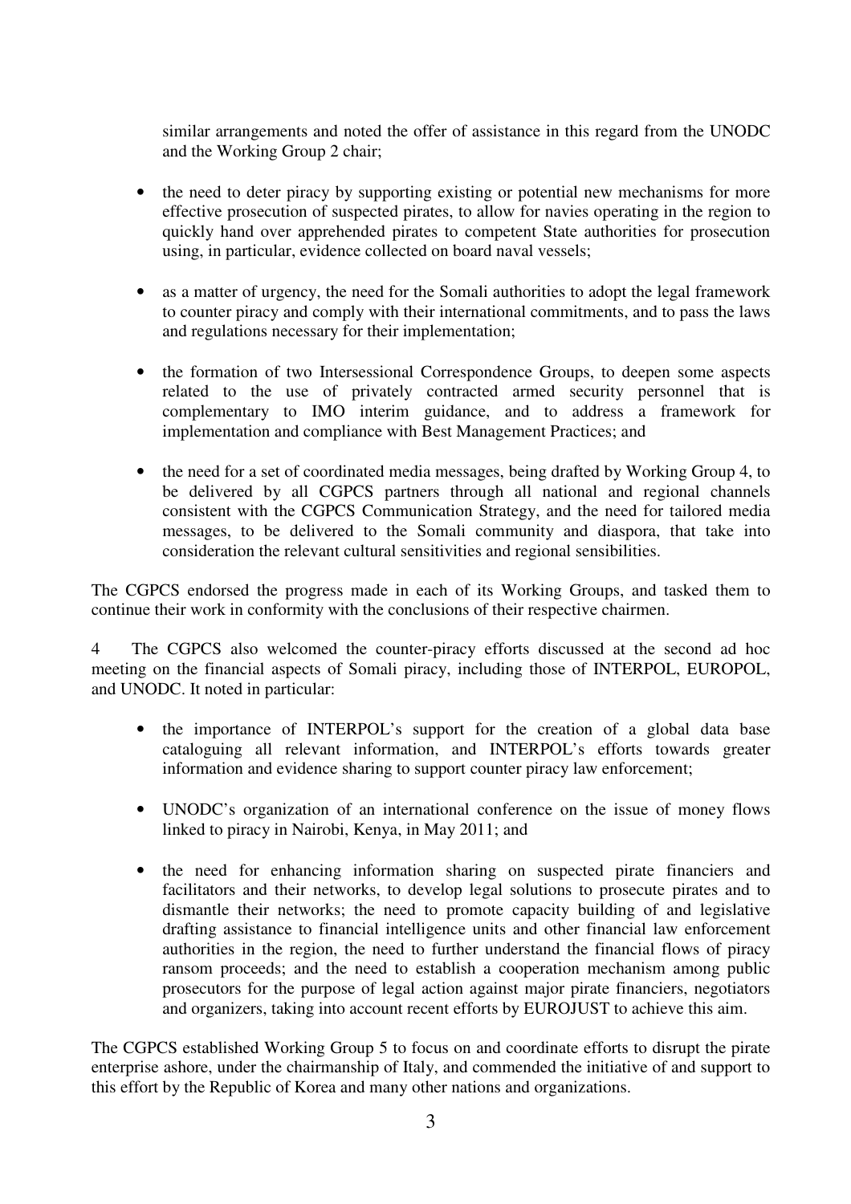similar arrangements and noted the offer of assistance in this regard from the UNODC and the Working Group 2 chair;

- the need to deter piracy by supporting existing or potential new mechanisms for more effective prosecution of suspected pirates, to allow for navies operating in the region to quickly hand over apprehended pirates to competent State authorities for prosecution using, in particular, evidence collected on board naval vessels;

- as a matter of urgency, the need for the Somali authorities to adopt the legal framework to counter piracy and comply with their international commitments, and to pass the laws and regulations necessary for their implementation;

- the formation of two Intersessional Correspondence Groups, to deepen some aspects related to the use of privately contracted armed security personnel that is complementary to IMO interim guidance, and to address a framework for implementation and compliance with Best Management Practices; and

- the need for a set of coordinated media messages, being drafted by Working Group 4, to be delivered by all CGPCS partners through all national and regional channels consistent with the CGPCS Communication Strategy, and the need for tailored media messages, to be delivered to the Somali community and diaspora, that take into consideration the relevant cultural sensitivities and regional sensibilities.

The CGPCS endorsed the progress made in each of its Working Groups, and tasked them to continue their work in conformity with the conclusions of their respective chairmen.

4 The CGPCS also welcomed the counter-piracy efforts discussed at the second ad hoc meeting on the financial aspects of Somali piracy, including those of INTERPOL, EUROPOL, and UNODC. It noted in particular:

- the importance of INTERPOL's support for the creation of a global data base cataloguing all relevant information, and INTERPOL's efforts towards greater information and evidence sharing to support counter piracy law enforcement;

- UNODC's organization of an international conference on the issue of money flows linked to piracy in Nairobi, Kenya, in May 2011; and

- the need for enhancing information sharing on suspected pirate financiers and facilitators and their networks, to develop legal solutions to prosecute pirates and to dismantle their networks; the need to promote capacity building of and legislative drafting assistance to financial intelligence units and other financial law enforcement authorities in the region, the need to further understand the financial flows of piracy ransom proceeds; and the need to establish a cooperation mechanism among public prosecutors for the purpose of legal action against major pirate financiers, negotiators and organizers, taking into account recent efforts by EUROJUST to achieve this aim.

The CGPCS established Working Group 5 to focus on and coordinate efforts to disrupt the pirate enterprise ashore, under the chairmanship of Italy, and commended the initiative of and support to this effort by the Republic of Korea and many other nations and organizations.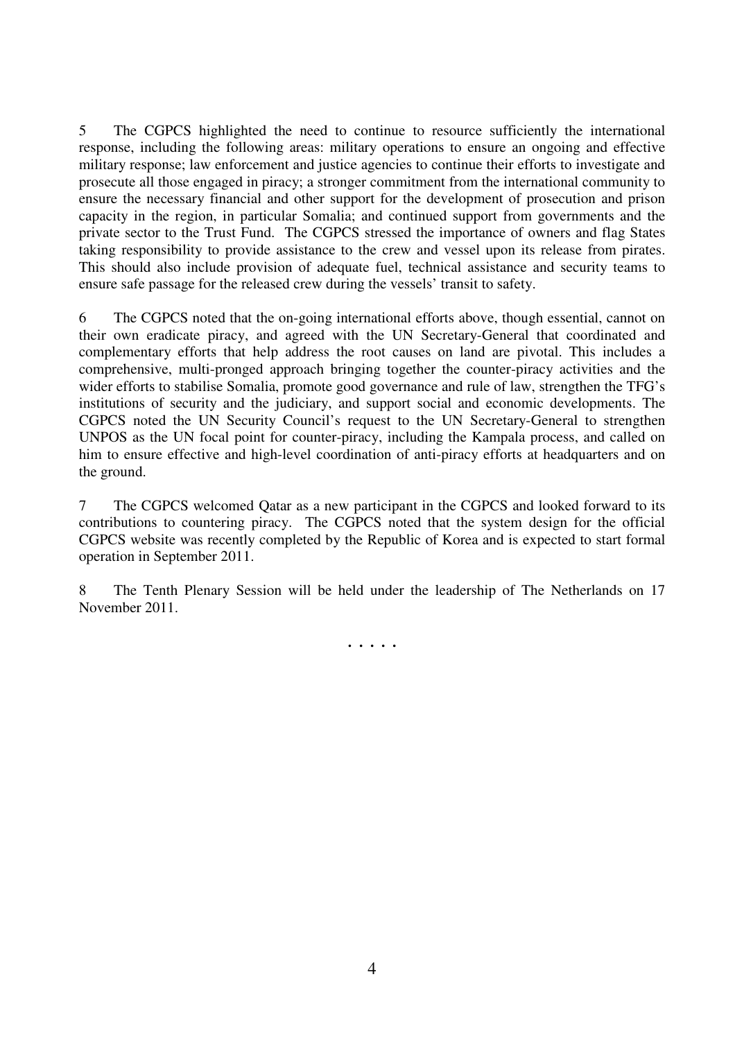5 The CGPCS highlighted the need to continue to resource sufficiently the international response, including the following areas: military operations to ensure an ongoing and effective military response; law enforcement and justice agencies to continue their efforts to investigate and prosecute all those engaged in piracy; a stronger commitment from the international community to ensure the necessary financial and other support for the development of prosecution and prison capacity in the region, in particular Somalia; and continued support from governments and the private sector to the Trust Fund. The CGPCS stressed the importance of owners and flag States taking responsibility to provide assistance to the crew and vessel upon its release from pirates. This should also include provision of adequate fuel, technical assistance and security teams to ensure safe passage for the released crew during the vessels' transit to safety.

6 The CGPCS noted that the on-going international efforts above, though essential, cannot on their own eradicate piracy, and agreed with the UN Secretary-General that coordinated and complementary efforts that help address the root causes on land are pivotal. This includes a comprehensive, multi-pronged approach bringing together the counter-piracy activities and the wider efforts to stabilise Somalia, promote good governance and rule of law, strengthen the TFG's institutions of security and the judiciary, and support social and economic developments. The CGPCS noted the UN Security Council's request to the UN Secretary-General to strengthen UNPOS as the UN focal point for counter-piracy, including the Kampala process, and called on him to ensure effective and high-level coordination of anti-piracy efforts at headquarters and on the ground.

7 The CGPCS welcomed Qatar as a new participant in the CGPCS and looked forward to its contributions to countering piracy. The CGPCS noted that the system design for the official CGPCS website was recently completed by the Republic of Korea and is expected to start formal operation in September 2011.

8 The Tenth Plenary Session will be held under the leadership of The Netherlands on 17 November 2011.

. . . . .